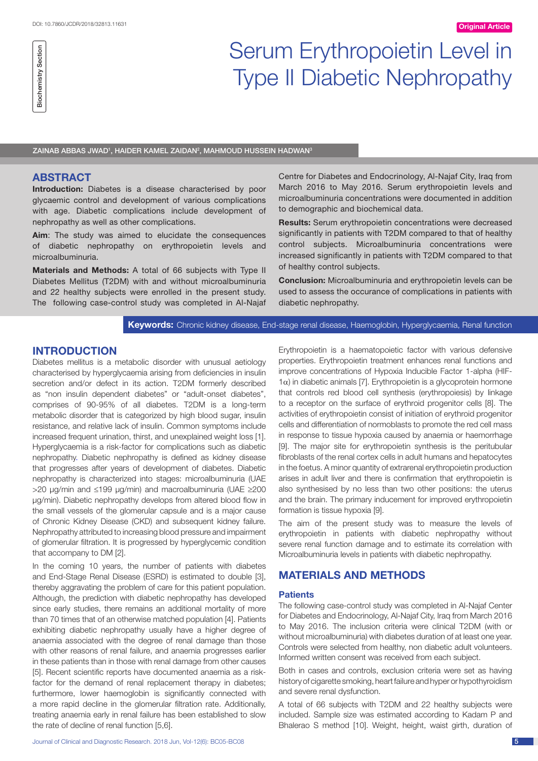DOI: 10.7860/JCDR/2018/32813.11631

Biochemistry Section

Original Article

# Serum Erythropoietin Level in Type II Diabetic Nephropathy

ZAINAB ABBAS JWAD[1], HAIDER KAMEL ZAIDAN[2], MAHMOUD HUSSEIN HADWAN[3]

## ABSTRACT

**Introduction:** Diabetes is a disease characterised by poor glycaemic control and development of various complications with age. Diabetic complications include development of nephropathy as well as other complications.

**Aim**: The study was aimed to elucidate the consequences of diabetic nephropathy on erythropoietin levels and microalbuminuria.

**Materials and Methods:** A total of 66 subjects with Type II Diabetes Mellitus (T2DM) with and without microalbuminuria and 22 healthy subjects were enrolled in the present study. The following case-control study was completed in Al-Najaf Centre for Diabetes and Endocrinology, Al-Najaf City, Iraq from March 2016 to May 2016. Serum erythropoietin levels and microalbuminuria concentrations were documented in addition to demographic and biochemical data.

**Results:** Serum erythropoietin concentrations were decreased significantly in patients with T2DM compared to that of healthy control subjects. Microalbuminuria concentrations were increased significantly in patients with T2DM compared to that of healthy control subjects.

**Conclusion:** Microalbuminuria and erythropoietin levels can be used to assess the occurance of complications in patients with diabetic nephropathy.

**Keywords:** Chronic kidney disease, End-stage renal disease, Haemoglobin, Hyperglycaemia, Renal function

## INTRODUCTION

Diabetes mellitus is a metabolic disorder with unusual aetiology characterised by hyperglycaemia arising from deficiencies in insulin secretion and/or defect in its action. T2DM formerly described as "non insulin dependent diabetes" or "adult-onset diabetes", comprises of 90-95% of all diabetes. T2DM is a long-term metabolic disorder that is categorized by high blood sugar, insulin resistance, and relative lack of insulin. Common symptoms include increased frequent urination, thirst, and unexplained weight loss [1]. Hyperglycaemia is a risk-factor for complications such as diabetic nephropathy. Diabetic nephropathy is defined as kidney disease that progresses after years of development of diabetes. Diabetic nephropathy is characterized into stages: microalbuminuria (UAE >20 μg/min and ≤199 μg/min) and macroalbuminuria (UAE ≥200 μg/min). Diabetic nephropathy develops from altered blood flow in the small vessels of the glomerular capsule and is a major cause of Chronic Kidney Disease (CKD) and subsequent kidney failure. Nephropathy attributed to increasing blood pressure and impairment of glomerular filtration. It is progressed by hyperglycemic condition that accompany to DM [2].

In the coming 10 years, the number of patients with diabetes and End-Stage Renal Disease (ESRD) is estimated to double [3], thereby aggravating the problem of care for this patient population. Although, the prediction with diabetic nephropathy has developed since early studies, there remains an additional mortality of more than 70 times that of an otherwise matched population [4]. Patients exhibiting diabetic nephropathy usually have a higher degree of anaemia associated with the degree of renal damage than those with other reasons of renal failure, and anaemia progresses earlier in these patients than in those with renal damage from other causes [5]. Recent scientific reports have documented anaemia as a risk-factor for the demand of renal replacement therapy in diabetes; furthermore, lower haemoglobin is significantly connected with a more rapid decline in the glomerular filtration rate. Additionally, treating anaemia early in renal failure has been established to slow the rate of decline of renal function [5,6].

Erythropoietin is a haematopoietic factor with various defensive properties. Erythropoietin treatment enhances renal functions and improve concentrations of Hypoxia Inducible Factor 1-alpha (HIF-1α) in diabetic animals [7]. Erythropoietin is a glycoprotein hormone that controls red blood cell synthesis (erythropoiesis) by linkage to a receptor on the surface of erythroid progenitor cells [8]. The activities of erythropoietin consist of initiation of erythroid progenitor cells and differentiation of normoblasts to promote the red cell mass in response to tissue hypoxia caused by anaemia or haemorrhage [9]. The major site for erythropoietin synthesis is the peritubular fibroblasts of the renal cortex cells in adult humans and hepatocytes in the foetus. A minor quantity of extrarenal erythropoietin production arises in adult liver and there is confirmation that erythropoietin is also synthesised by no less than two other positions: the uterus and the brain. The primary inducement for improved erythropoietin formation is tissue hypoxia [9].

The aim of the present study was to measure the levels of erythropoietin in patients with diabetic nephropathy without severe renal function damage and to estimate its correlation with Microalbuminuria levels in patients with diabetic nephropathy.

## MATERIALS AND METHODS

### Patients

The following case-control study was completed in Al-Najaf Center for Diabetes and Endocrinology, Al-Najaf City, Iraq from March 2016 to May 2016. The inclusion criteria were clinical T2DM (with or without microalbuminuria) with diabetes duration of at least one year. Controls were selected from healthy, non diabetic adult volunteers. Informed written consent was received from each subject.

Both in cases and controls, exclusion criteria were set as having history of cigarette smoking, heart failure and hyper or hypothyroidism and severe renal dysfunction.

A total of 66 subjects with T2DM and 22 healthy subjects were included. Sample size was estimated according to Kadam P and Bhalerao S method [10]. Weight, height, waist girth, duration of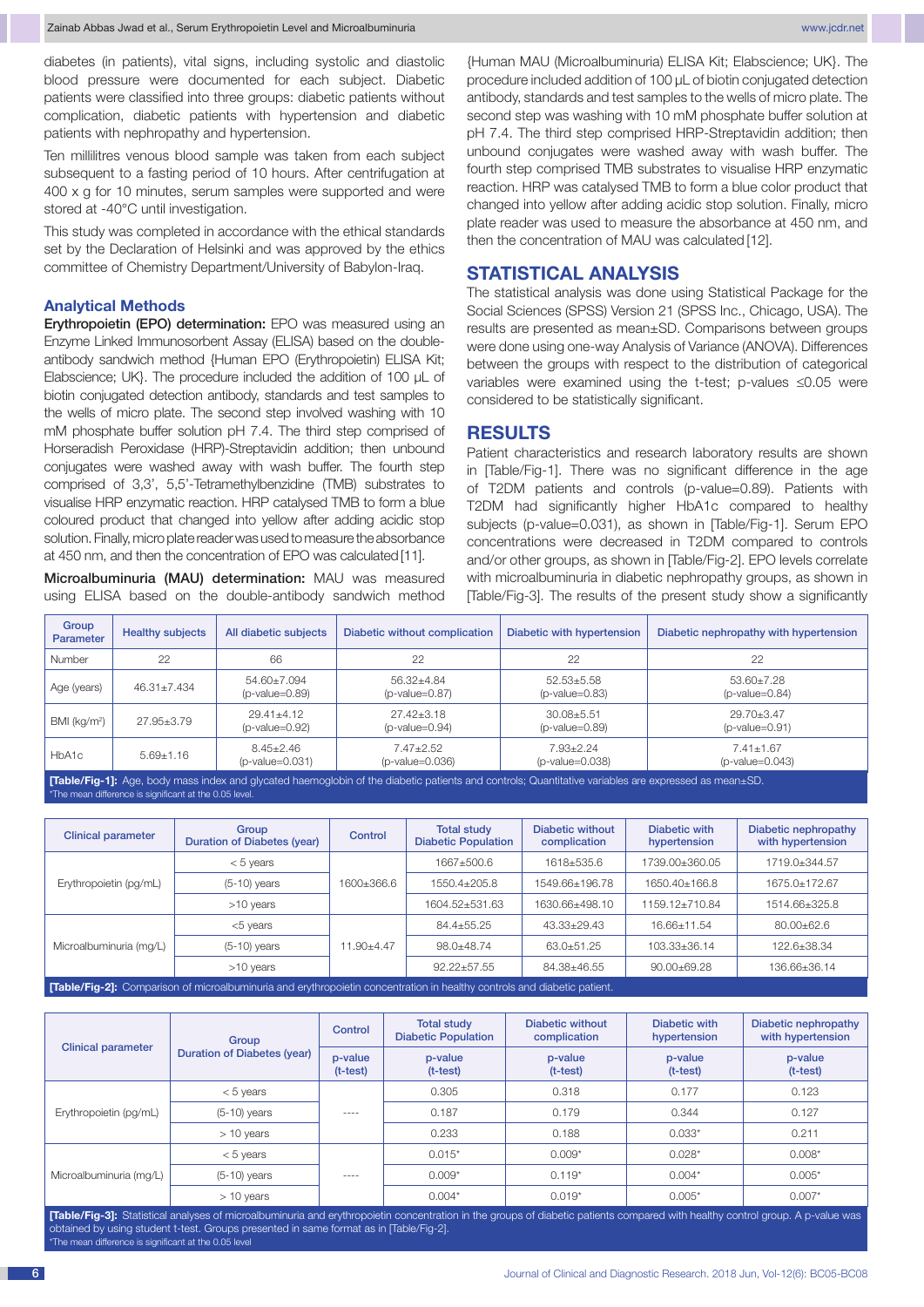diabetes (in patients), vital signs, including systolic and diastolic blood pressure were documented for each subject. Diabetic patients were classified into three groups: diabetic patients without complication, diabetic patients with hypertension and diabetic patients with nephropathy and hypertension.

Ten millilitres venous blood sample was taken from each subject subsequent to a fasting period of 10 hours. After centrifugation at 400 x g for 10 minutes, serum samples were supported and were stored at -40°C until investigation.

This study was completed in accordance with the ethical standards set by the Declaration of Helsinki and was approved by the ethics committee of Chemistry Department/University of Babylon-Iraq.

### Analytical Methods

**Erythropoietin (EPO) determination:** EPO was measured using an Enzyme Linked Immunosorbent Assay (ELISA) based on the double-antibody sandwich method {Human EPO (Erythropoietin) ELISA Kit; Elabscience; UK}. The procedure included the addition of 100 μL of biotin conjugated detection antibody, standards and test samples to the wells of micro plate. The second step involved washing with 10 mM phosphate buffer solution pH 7.4. The third step comprised of Horseradish Peroxidase (HRP)-Streptavidin addition; then unbound conjugates were washed away with wash buffer. The fourth step comprised of 3,3', 5,5'-Tetramethylbenzidine (TMB) substrates to visualise HRP enzymatic reaction. HRP catalysed TMB to form a blue coloured product that changed into yellow after adding acidic stop solution. Finally, micro plate reader was used to measure the absorbance at 450 nm, and then the concentration of EPO was calculated [11].

**Microalbuminuria (MAU) determination:** MAU was measured using ELISA based on the double-antibody sandwich method {Human MAU (Microalbuminuria) ELISA Kit; Elabscience; UK}. The procedure included addition of 100 μL of biotin conjugated detection antibody, standards and test samples to the wells of micro plate. The second step was washing with 10 mM phosphate buffer solution at pH 7.4. The third step comprised HRP-Streptavidin addition; then unbound conjugates were washed away with wash buffer. The fourth step comprised TMB substrates to visualise HRP enzymatic reaction. HRP was catalysed TMB to form a blue color product that changed into yellow after adding acidic stop solution. Finally, micro plate reader was used to measure the absorbance at 450 nm, and then the concentration of MAU was calculated [12].

## STATISTICAL ANALYSIS

The statistical analysis was done using Statistical Package for the Social Sciences (SPSS) Version 21 (SPSS Inc., Chicago, USA). The results are presented as mean±SD. Comparisons between groups were done using one-way Analysis of Variance (ANOVA). Differences between the groups with respect to the distribution of categorical variables were examined using the t-test; p-values ≤0.05 were considered to be statistically significant.

## RESULTS

Patient characteristics and research laboratory results are shown in [Table/Fig-1]. There was no significant difference in the age of T2DM patients and controls (p-value=0.89). Patients with T2DM had significantly higher HbA1c compared to healthy subjects (p-value=0.031), as shown in [Table/Fig-1]. Serum EPO concentrations were decreased in T2DM compared to controls and/or other groups, as shown in [Table/Fig-2]. EPO levels correlate with microalbuminuria in diabetic nephropathy groups, as shown in [Table/Fig-3]. The results of the present study show a significantly

| Group / Parameter | Healthy subjects | All diabetic subjects | Diabetic without complication | Diabetic with hypertension | Diabetic nephropathy with hypertension |
|---|---|---|---|---|---|
| Number | 22 | 66 | 22 | 22 | 22 |
| Age (years) | 46.31±7.434 | 54.60±7.094 (p-value=0.89) | 56.32±4.84 (p-value=0.87) | 52.53±5.58 (p-value=0.83) | 53.60±7.28 (p-value=0.84) |
| BMI (kg/m²) | 27.95±3.79 | 29.41±4.12 (p-value=0.92) | 27.42±3.18 (p-value=0.94) | 30.08±5.51 (p-value=0.89) | 29.70±3.47 (p-value=0.91) |
| HbA1c | 5.69±1.16 | 8.45±2.46 (p-value=0.031) | 7.47±2.52 (p-value=0.036) | 7.93±2.24 (p-value=0.038) | 7.41±1.67 (p-value=0.043) |

**[Table/Fig-1]:** Age, body mass index and glycated haemoglobin of the diabetic patients and controls; Quantitative variables are expressed as mean±SD.
*The mean difference is significant at the 0.05 level.

| Clinical parameter | Group Duration of Diabetes (year) | Control | Total study Diabetic Population | Diabetic without complication | Diabetic with hypertension | Diabetic nephropathy with hypertension |
|---|---|---|---|---|---|---|
| Erythropoietin (pg/mL) | < 5 years | 1600±366.6 | 1667±500.6 | 1618±535.6 | 1739.00±360.05 | 1719.0±344.57 |
| | (5-10) years | | 1550.4±205.8 | 1549.66±196.78 | 1650.40±166.8 | 1675.0±172.67 |
| | >10 years | | 1604.52±531.63 | 1630.66±498.10 | 1159.12±710.84 | 1514.66±325.8 |
| Microalbuminuria (mg/L) | <5 years | 11.90±4.47 | 84.4±55.25 | 43.33±29.43 | 16.66±11.54 | 80.00±62.6 |
| | (5-10) years | | 98.0±48.74 | 63.0±51.25 | 103.33±36.14 | 122.6±38.34 |
| | >10 years | | 92.22±57.55 | 84.38±46.55 | 90.00±69.28 | 136.66±36.14 |

**[Table/Fig-2]:** Comparison of microalbuminuria and erythropoietin concentration in healthy controls and diabetic patient.

| Clinical parameter | Group Duration of Diabetes (year) | Control | Total study Diabetic Population | Diabetic without complication | Diabetic with hypertension | Diabetic nephropathy with hypertension |
|---|---|---|---|---|---|---|
| | | p-value (t-test) | p-value (t-test) | p-value (t-test) | p-value (t-test) | p-value (t-test) |
| Erythropoietin (pg/mL) | < 5 years | ---- | 0.305 | 0.318 | 0.177 | 0.123 |
| | (5-10) years | | 0.187 | 0.179 | 0.344 | 0.127 |
| | > 10 years | | 0.233 | 0.188 | 0.033* | 0.211 |
| Microalbuminuria (mg/L) | < 5 years | ---- | 0.015* | 0.009* | 0.028* | 0.008* |
| | (5-10) years | | 0.009* | 0.119* | 0.004* | 0.005* |
| | > 10 years | | 0.004* | 0.019* | 0.005* | 0.007* |

**[Table/Fig-3]:** Statistical analyses of microalbuminuria and erythropoietin concentration in the groups of diabetic patients compared with healthy control group. A p-value was obtained by using student t-test. Groups presented in same format as in [Table/Fig-2].
*The mean difference is significant at the 0.05 level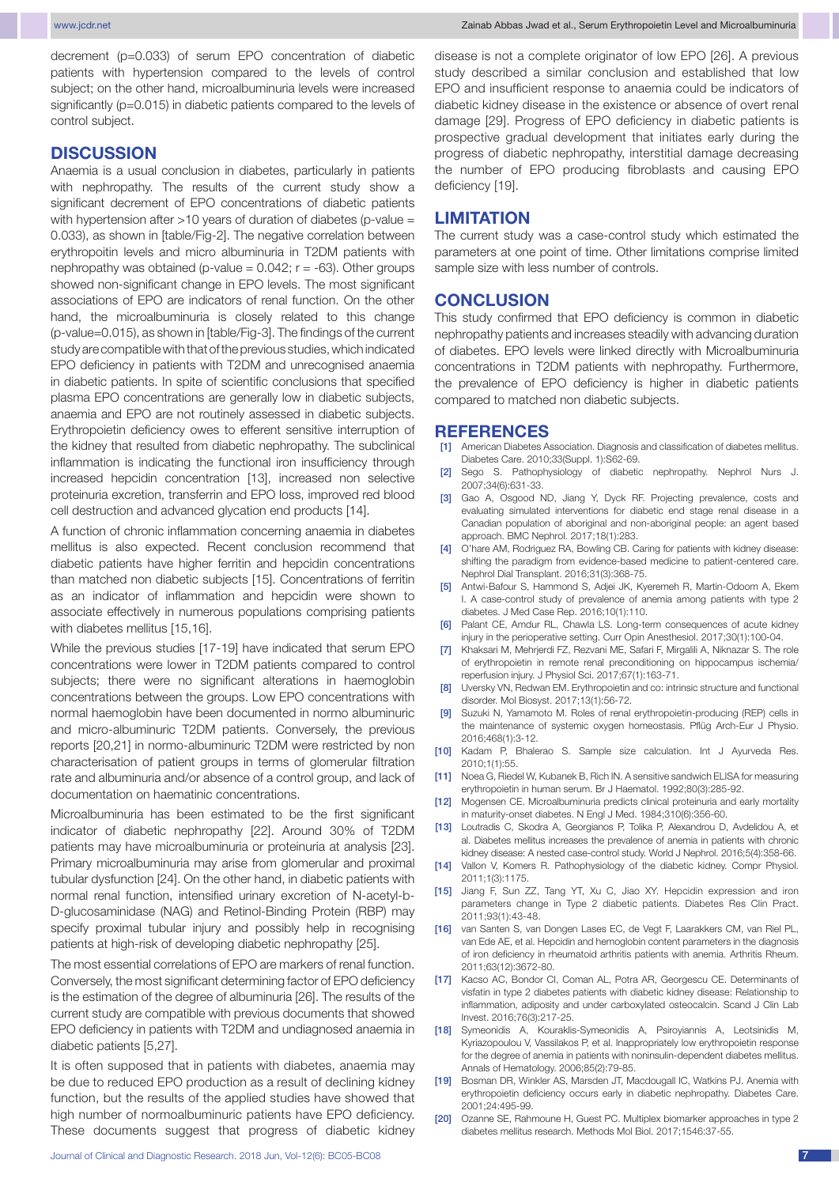decrement (p=0.033) of serum EPO concentration of diabetic patients with hypertension compared to the levels of control subject; on the other hand, microalbuminuria levels were increased significantly (p=0.015) in diabetic patients compared to the levels of control subject.

## DISCUSSION

Anaemia is a usual conclusion in diabetes, particularly in patients with nephropathy. The results of the current study show a significant decrement of EPO concentrations of diabetic patients with hypertension after >10 years of duration of diabetes (p-value = 0.033), as shown in [table/Fig-2]. The negative correlation between erythropoitin levels and micro albuminuria in T2DM patients with nephropathy was obtained (p-value = 0.042; r = -63). Other groups showed non-significant change in EPO levels. The most significant associations of EPO are indicators of renal function. On the other hand, the microalbuminuria is closely related to this change (p-value=0.015), as shown in [table/Fig-3]. The findings of the current study are compatible with that of the previous studies, which indicated EPO deficiency in patients with T2DM and unrecognised anaemia in diabetic patients. In spite of scientific conclusions that specified plasma EPO concentrations are generally low in diabetic subjects, anaemia and EPO are not routinely assessed in diabetic subjects. Erythropoietin deficiency owes to efferent sensitive interruption of the kidney that resulted from diabetic nephropathy. The subclinical inflammation is indicating the functional iron insufficiency through increased hepcidin concentration [13], increased non selective proteinuria excretion, transferrin and EPO loss, improved red blood cell destruction and advanced glycation end products [14].

A function of chronic inflammation concerning anaemia in diabetes mellitus is also expected. Recent conclusion recommend that diabetic patients have higher ferritin and hepcidin concentrations than matched non diabetic subjects [15]. Concentrations of ferritin as an indicator of inflammation and hepcidin were shown to associate effectively in numerous populations comprising patients with diabetes mellitus [15,16].

While the previous studies [17-19] have indicated that serum EPO concentrations were lower in T2DM patients compared to control subjects; there were no significant alterations in haemoglobin concentrations between the groups. Low EPO concentrations with normal haemoglobin have been documented in normo albuminuric and micro-albuminuric T2DM patients. Conversely, the previous reports [20,21] in normo-albuminuric T2DM were restricted by non characterisation of patient groups in terms of glomerular filtration rate and albuminuria and/or absence of a control group, and lack of documentation on haematinic concentrations.

Microalbuminuria has been estimated to be the first significant indicator of diabetic nephropathy [22]. Around 30% of T2DM patients may have microalbuminuria or proteinuria at analysis [23]. Primary microalbuminuria may arise from glomerular and proximal tubular dysfunction [24]. On the other hand, in diabetic patients with normal renal function, intensified urinary excretion of N-acetyl-b-D-glucosaminidase (NAG) and Retinol-Binding Protein (RBP) may specify proximal tubular injury and possibly help in recognising patients at high-risk of developing diabetic nephropathy [25].

The most essential correlations of EPO are markers of renal function. Conversely, the most significant determining factor of EPO deficiency is the estimation of the degree of albuminuria [26]. The results of the current study are compatible with previous documents that showed EPO deficiency in patients with T2DM and undiagnosed anaemia in diabetic patients [5,27].

It is often supposed that in patients with diabetes, anaemia may be due to reduced EPO production as a result of declining kidney function, but the results of the applied studies have showed that high number of normoalbuminuric patients have EPO deficiency. These documents suggest that progress of diabetic kidney disease is not a complete originator of low EPO [26]. A previous study described a similar conclusion and established that low EPO and insufficient response to anaemia could be indicators of diabetic kidney disease in the existence or absence of overt renal damage [29]. Progress of EPO deficiency in diabetic patients is prospective gradual development that initiates early during the progress of diabetic nephropathy, interstitial damage decreasing the number of EPO producing fibroblasts and causing EPO deficiency [19].

## LIMITATION

The current study was a case-control study which estimated the parameters at one point of time. Other limitations comprise limited sample size with less number of controls.

## CONCLUSION

This study confirmed that EPO deficiency is common in diabetic nephropathy patients and increases steadily with advancing duration of diabetes. EPO levels were linked directly with Microalbuminuria concentrations in T2DM patients with nephropathy. Furthermore, the prevalence of EPO deficiency is higher in diabetic patients compared to matched non diabetic subjects.

## REFERENCES

[1] American Diabetes Association. Diagnosis and classification of diabetes mellitus. Diabetes Care. 2010;33(Suppl. 1):S62-69.
[2] Sego S. Pathophysiology of diabetic nephropathy. Nephrol Nurs J. 2007;34(6):631-33.
[3] Gao A, Osgood ND, Jiang Y, Dyck RF. Projecting prevalence, costs and evaluating simulated interventions for diabetic end stage renal disease in a Canadian population of aboriginal and non-aboriginal people: an agent based approach. BMC Nephrol. 2017;18(1):283.
[4] O'hare AM, Rodriguez RA, Bowling CB. Caring for patients with kidney disease: shifting the paradigm from evidence-based medicine to patient-centered care. Nephrol Dial Transplant. 2016;31(3):368-75.
[5] Antwi-Bafour S, Hammond S, Adjei JK, Kyeremeh R, Martin-Odoom A, Ekem I. A case-control study of prevalence of anemia among patients with type 2 diabetes. J Med Case Rep. 2016;10(1):110.
[6] Palant CE, Amdur RL, Chawla LS. Long-term consequences of acute kidney injury in the perioperative setting. Curr Opin Anesthesiol. 2017;30(1):100-04.
[7] Khaksari M, Mehrjerdi FZ, Rezvani ME, Safari F, Mirgalili A, Niknazar S. The role of erythropoietin in remote renal preconditioning on hippocampus ischemia/reperfusion injury. J Physiol Sci. 2017;67(1):163-71.
[8] Uversky VN, Redwan EM. Erythropoietin and co: intrinsic structure and functional disorder. Mol Biosyst. 2017;13(1):56-72.
[9] Suzuki N, Yamamoto M. Roles of renal erythropoietin-producing (REP) cells in the maintenance of systemic oxygen homeostasis. Pflüg Arch-Eur J Physio. 2016;468(1):3-12.
[10] Kadam P, Bhalerao S. Sample size calculation. Int J Ayurveda Res. 2010;1(1):55.
[11] Noea G, Riedel W, Kubanek B, Rich IN. A sensitive sandwich ELISA for measuring erythropoietin in human serum. Br J Haematol. 1992;80(3):285-92.
[12] Mogensen CE. Microalbuminuria predicts clinical proteinuria and early mortality in maturity-onset diabetes. N Engl J Med. 1984;310(6):356-60.
[13] Loutradis C, Skodra A, Georgianos P, Tolika P, Alexandrou D, Avdelidou A, et al. Diabetes mellitus increases the prevalence of anemia in patients with chronic kidney disease: A nested case-control study. World J Nephrol. 2016;5(4):358-66.
[14] Vallon V, Komers R. Pathophysiology of the diabetic kidney. Compr Physiol. 2011;1(3):1175.
[15] Jiang F, Sun ZZ, Tang YT, Xu C, Jiao XY. Hepcidin expression and iron parameters change in Type 2 diabetic patients. Diabetes Res Clin Pract. 2011;93(1):43-48.
[16] van Santen S, van Dongen Lases EC, de Vegt F, Laarakkers CM, van Riel PL, van Ede AE, et al. Hepcidin and hemoglobin content parameters in the diagnosis of iron deficiency in rheumatoid arthritis patients with anemia. Arthritis Rheum. 2011;63(12):3672-80.
[17] Kacso AC, Bondor CI, Coman AL, Potra AR, Georgescu CE. Determinants of visfatin in type 2 diabetes patients with diabetic kidney disease: Relationship to inflammation, adiposity and under carboxylated osteocalcin. Scand J Clin Lab Invest. 2016;76(3):217-25.
[18] Symeonidis A, Kouraklis-Symeonidis A, Psiroyiannis A, Leotsinidis M, Kyriazopoulou V, Vassilakos P, et al. Inappropriately low erythropoietin response for the degree of anemia in patients with noninsulin-dependent diabetes mellitus. Annals of Hematology. 2006;85(2):79-85.
[19] Bosman DR, Winkler AS, Marsden JT, Macdougall IC, Watkins PJ. Anemia with erythropoietin deficiency occurs early in diabetic nephropathy. Diabetes Care. 2001;24:495-99.
[20] Ozanne SE, Rahmoune H, Guest PC. Multiplex biomarker approaches in type 2 diabetes mellitus research. Methods Mol Biol. 2017;1546:37-55.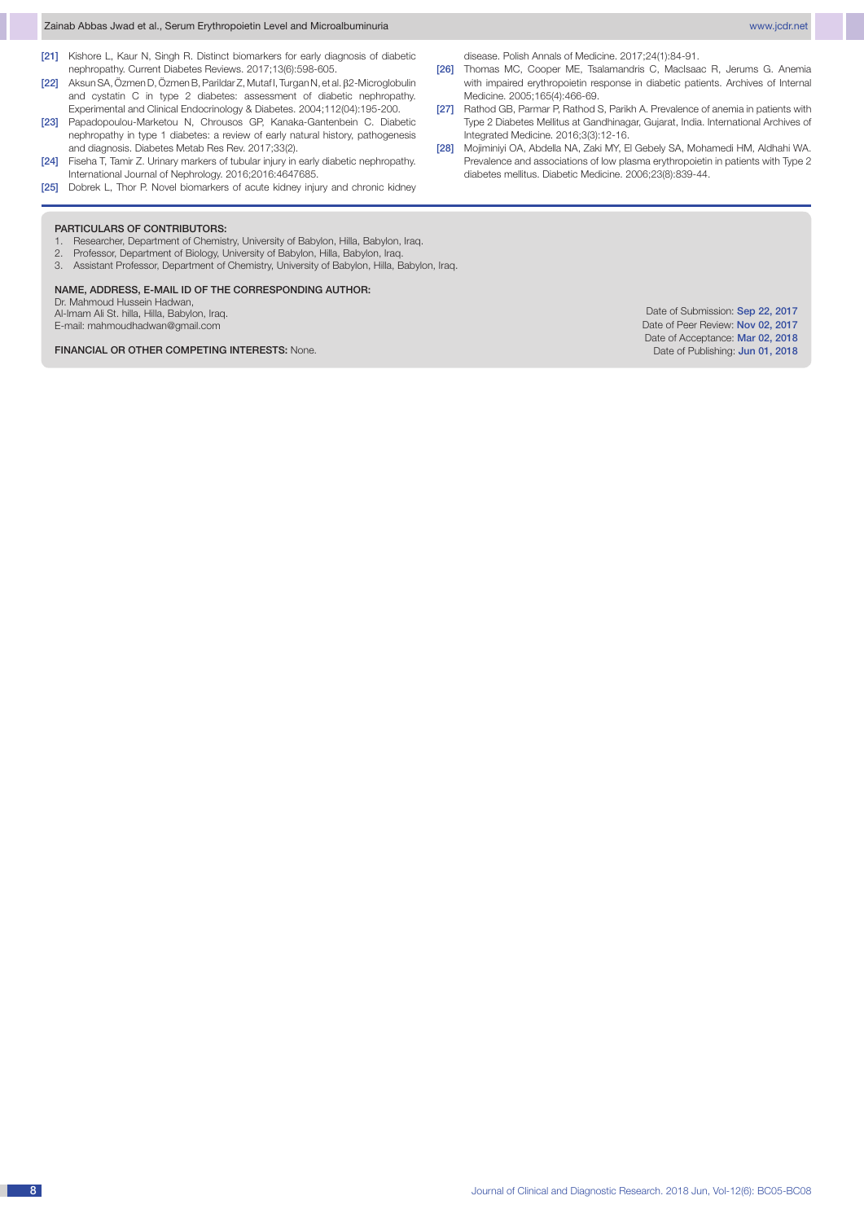[21] Kishore L, Kaur N, Singh R. Distinct biomarkers for early diagnosis of diabetic nephropathy. Current Diabetes Reviews. 2017;13(6):598-605.

[22] Aksun SA, Özmen D, Özmen B, Parildar Z, Mutaf I, Turgan N, et al. β2-Microglobulin and cystatin C in type 2 diabetes: assessment of diabetic nephropathy. Experimental and Clinical Endocrinology & Diabetes. 2004;112(04):195-200.

[23] Papadopoulou-Marketou N, Chrousos GP, Kanaka-Gantenbein C. Diabetic nephropathy in type 1 diabetes: a review of early natural history, pathogenesis and diagnosis. Diabetes Metab Res Rev. 2017;33(2).

[24] Fiseha T, Tamir Z. Urinary markers of tubular injury in early diabetic nephropathy. International Journal of Nephrology. 2016;2016:4647685.

[25] Dobrek L, Thor P. Novel biomarkers of acute kidney injury and chronic kidney disease. Polish Annals of Medicine. 2017;24(1):84-91.

[26] Thomas MC, Cooper ME, Tsalamandris C, MacIsaac R, Jerums G. Anemia with impaired erythropoietin response in diabetic patients. Archives of Internal Medicine. 2005;165(4):466-69.

[27] Rathod GB, Parmar P, Rathod S, Parikh A. Prevalence of anemia in patients with Type 2 Diabetes Mellitus at Gandhinagar, Gujarat, India. International Archives of Integrated Medicine. 2016;3(3):12-16.

[28] Mojiminiyi OA, Abdella NA, Zaki MY, El Gebely SA, Mohamedi HM, Aldhahi WA. Prevalence and associations of low plasma erythropoietin in patients with Type 2 diabetes mellitus. Diabetic Medicine. 2006;23(8):839-44.

**PARTICULARS OF CONTRIBUTORS:**

1. Researcher, Department of Chemistry, University of Babylon, Hilla, Babylon, Iraq.
2. Professor, Department of Biology, University of Babylon, Hilla, Babylon, Iraq.
3. Assistant Professor, Department of Chemistry, University of Babylon, Hilla, Babylon, Iraq.

**NAME, ADDRESS, E-MAIL ID OF THE CORRESPONDING AUTHOR:**

Dr. Mahmoud Hussein Hadwan,
Al-Imam Ali St. hilla, Hilla, Babylon, Iraq.
E-mail: mahmoudhadwan@gmail.com

**FINANCIAL OR OTHER COMPETING INTERESTS:** None.

Date of Submission: Sep 22, 2017
Date of Peer Review: Nov 02, 2017
Date of Acceptance: Mar 02, 2018
Date of Publishing: Jun 01, 2018